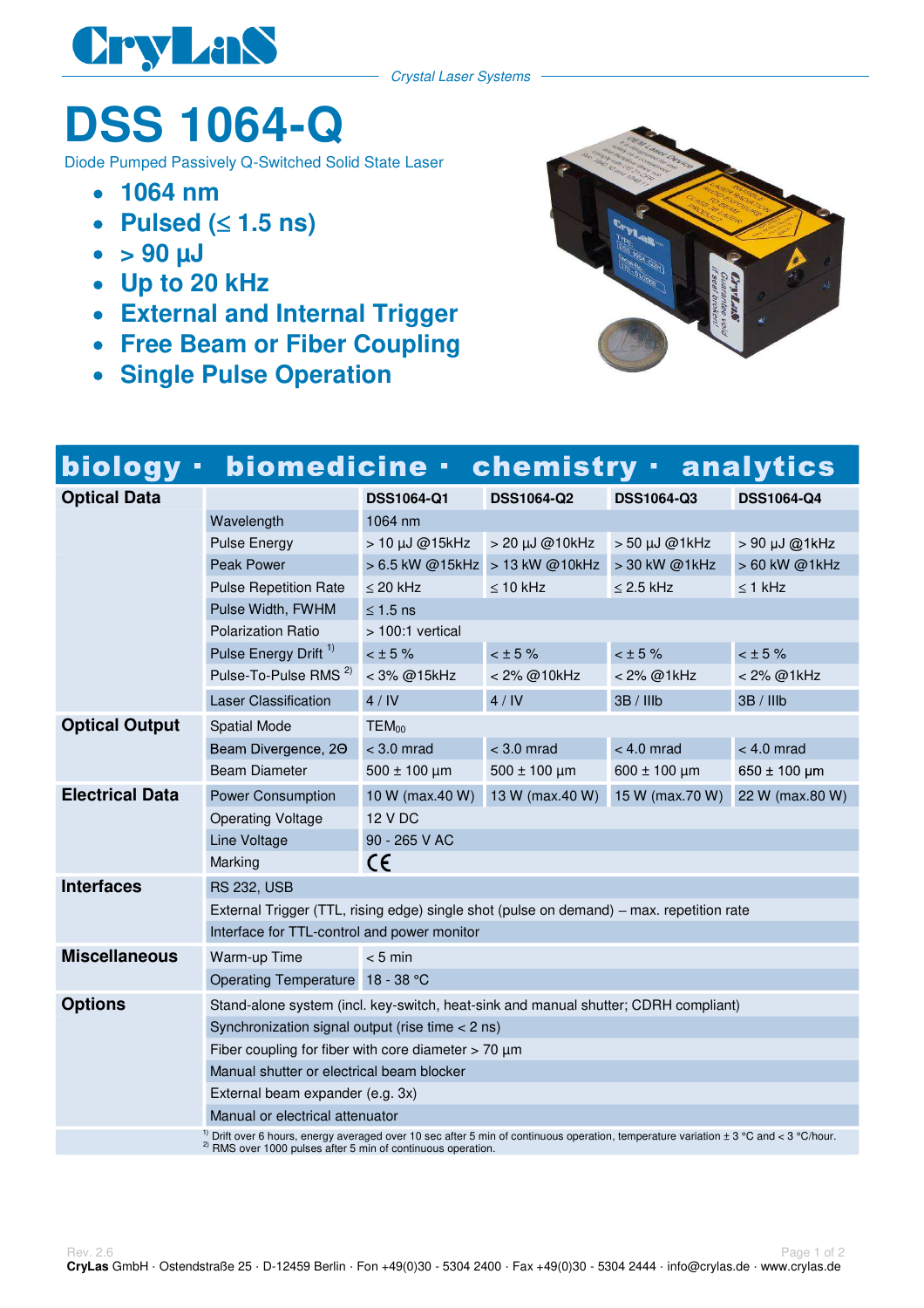CryLaS

*Crystal Laser Systems*

# DSS 1064-Q

Diode Pumped Passively Q-Switched Solid State Laser

- **1064 nm**
- **Pulsed (≤ 1.5 ns)**
- **> 90 µJ**
- **Up to 20 kHz**
- **External and Internal Trigger**
- **Free Beam or Fiber Coupling**
- **Single Pulse Operation**

## biology · biomedicine · chemistry · analytics

| | | DSS1064-Q1 | DSS1064-Q2 | DSS1064-Q3 | DSS1064-Q4 |
|---|---|---|---|---|---|
| **Optical Data** | Wavelength | 1064 nm | | | |
| | Pulse Energy | > 10 µJ @15kHz | > 20 µJ @10kHz | > 50 µJ @1kHz | > 90 µJ @1kHz |
| | Peak Power | > 6.5 kW @15kHz | > 13 kW @10kHz | > 30 kW @1kHz | > 60 kW @1kHz |
| | Pulse Repetition Rate | ≤ 20 kHz | ≤ 10 kHz | ≤ 2.5 kHz | ≤ 1 kHz |
| | Pulse Width, FWHM | ≤ 1.5 ns | | | |
| | Polarization Ratio | > 100:1 vertical | | | |
| | Pulse Energy Drift [1] | < ± 5 % | < ± 5 % | < ± 5 % | < ± 5 % |
| | Pulse-To-Pulse RMS [2] | < 3% @15kHz | < 2% @10kHz | < 2% @1kHz | < 2% @1kHz |
| | Laser Classification | 4 / IV | 4 / IV | 3B / IIIb | 3B / IIIb |
| **Optical Output** | Spatial Mode | $TEM_{00}$ | | | |
| | Beam Divergence, 2Θ | < 3.0 mrad | < 3.0 mrad | < 4.0 mrad | < 4.0 mrad |
| | Beam Diameter | 500 ± 100 µm | 500 ± 100 µm | 600 ± 100 µm | 650 ± 100 µm |
| **Electrical Data** | Power Consumption | 10 W (max.40 W) | 13 W (max.40 W) | 15 W (max.70 W) | 22 W (max.80 W) |
| | Operating Voltage | 12 V DC | | | |
| | Line Voltage | 90 - 265 V AC | | | |
| | Marking | CE | | | |
| **Interfaces** | RS 232, USB | | | | |
| | External Trigger (TTL, rising edge) single shot (pulse on demand) – max. repetition rate | | | | |
| | Interface for TTL-control and power monitor | | | | |
| **Miscellaneous** | Warm-up Time | < 5 min | | | |
| | Operating Temperature | 18 - 38 °C | | | |
| **Options** | Stand-alone system (incl. key-switch, heat-sink and manual shutter; CDRH compliant) | | | | |
| | Synchronization signal output (rise time < 2 ns) | | | | |
| | Fiber coupling for fiber with core diameter > 70 µm | | | | |
| | Manual shutter or electrical beam blocker | | | | |
| | External beam expander (e.g. 3x) | | | | |
| | Manual or electrical attenuator | | | | |

[1] Drift over 6 hours, energy averaged over 10 sec after 5 min of continuous operation, temperature variation ± 3 °C and < 3 °C/hour.
[2] RMS over 1000 pulses after 5 min of continuous operation.

Rev. 2.6

**CryLas** GmbH · Ostendstraße 25 · D-12459 Berlin · Fon +49(0)30 - 5304 2400 · Fax +49(0)30 - 5304 2444 · info@crylas.de · www.crylas.de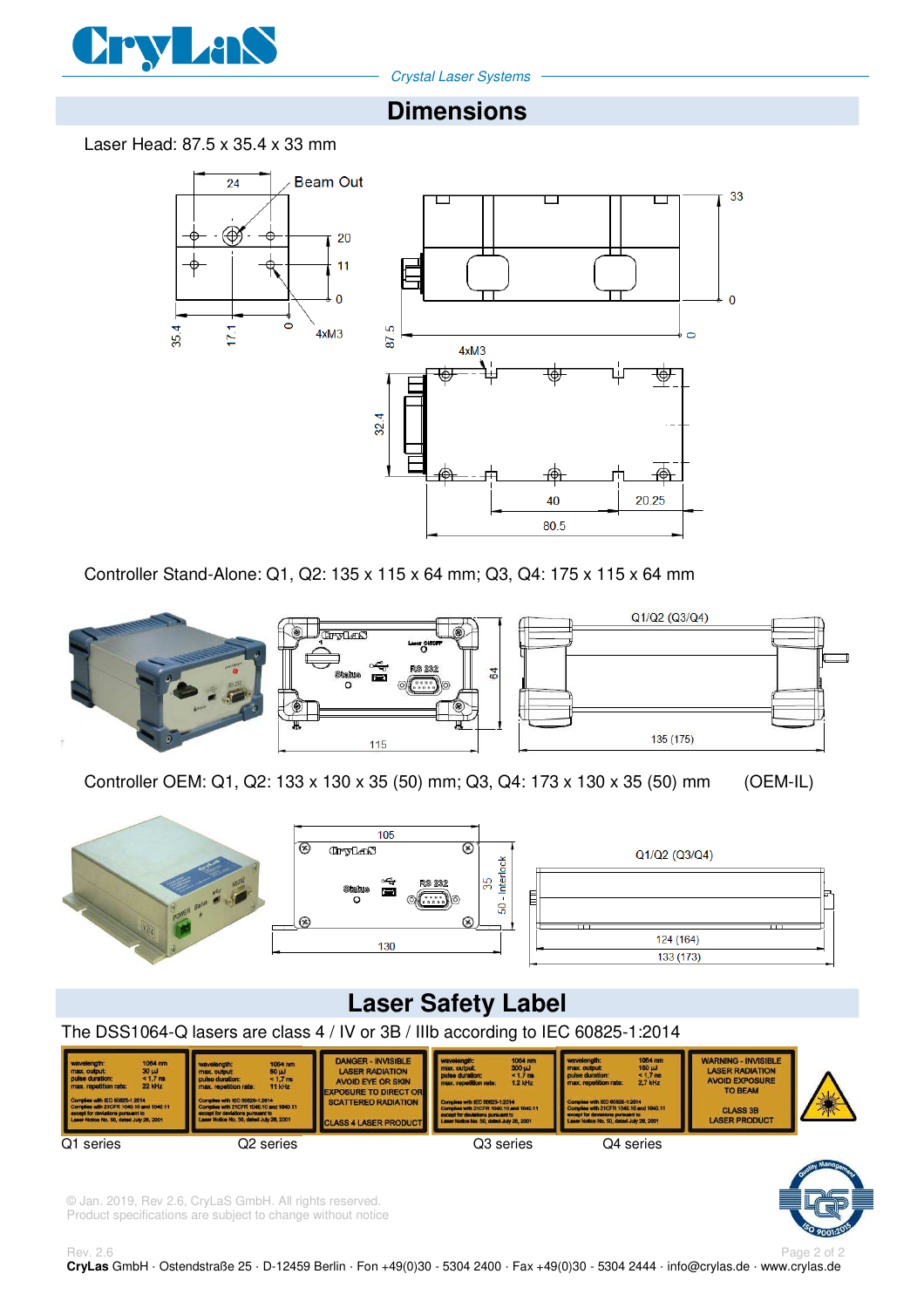## Dimensions

Laser Head: 87.5 x 35.4 x 33 mm

Controller Stand-Alone: Q1, Q2: 135 x 115 x 64 mm; Q3, Q4: 175 x 115 x 64 mm

Controller OEM: Q1, Q2: 133 x 130 x 35 (50) mm; Q3, Q4: 173 x 130 x 35 (50) mm (OEM-IL)

## Laser Safety Label

The DSS1064-Q lasers are class 4 / IV or 3B / IIIb according to IEC 60825-1:2014

Q1 series

Q2 series

Q3 series

Q4 series

© Jan. 2019, Rev 2.6, CryLaS GmbH. All rights reserved.
Product specifications are subject to change without notice

**CryLas** GmbH · Ostendstraße 25 · D-12459 Berlin · Fon +49(0)30 - 5304 2400 · Fax +49(0)30 - 5304 2444 · info@crylas.de · www.crylas.de